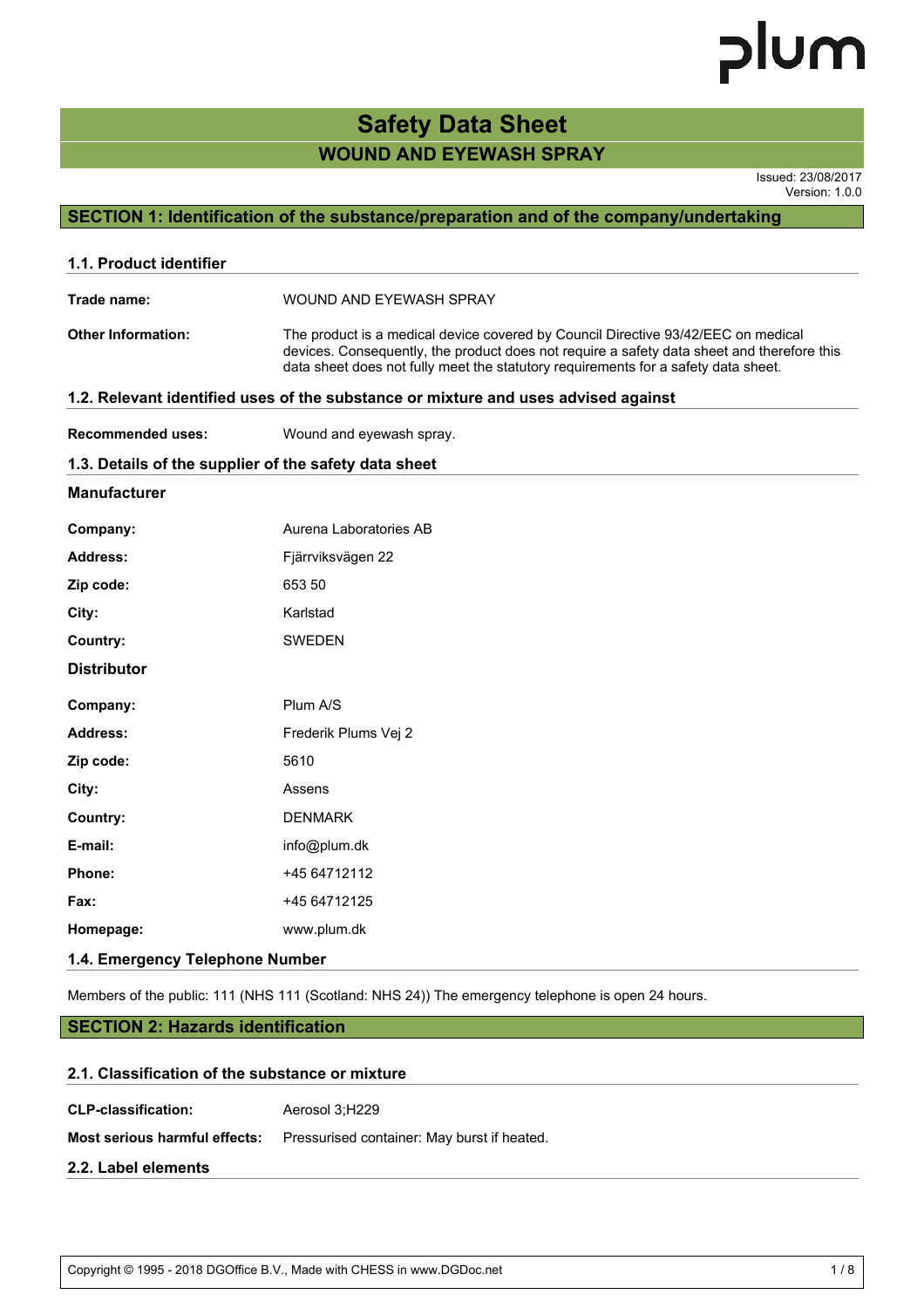# Safety Data Sheet

## WOUND AND EYEWASH SPRAY

Issued: 23/08/2017
Version: 1.0.0

## SECTION 1: Identification of the substance/preparation and of the company/undertaking

### 1.1. Product identifier

**Trade name:** WOUND AND EYEWASH SPRAY

**Other Information:** The product is a medical device covered by Council Directive 93/42/EEC on medical devices. Consequently, the product does not require a safety data sheet and therefore this data sheet does not fully meet the statutory requirements for a safety data sheet.

### 1.2. Relevant identified uses of the substance or mixture and uses advised against

**Recommended uses:** Wound and eyewash spray.

### 1.3. Details of the supplier of the safety data sheet

**Manufacturer**

**Company:** Aurena Laboratories AB

**Address:** Fjärrviksvägen 22

**Zip code:** 653 50

**City:** Karlstad

**Country:** SWEDEN

**Distributor**

**Company:** Plum A/S

**Address:** Frederik Plums Vej 2

**Zip code:** 5610

**City:** Assens

**Country:** DENMARK

**E-mail:** info@plum.dk

**Phone:** +45 64712112

**Fax:** +45 64712125

**Homepage:** www.plum.dk

### 1.4. Emergency Telephone Number

Members of the public: 111 (NHS 111 (Scotland: NHS 24)) The emergency telephone is open 24 hours.

## SECTION 2: Hazards identification

### 2.1. Classification of the substance or mixture

**CLP-classification:** Aerosol 3;H229

**Most serious harmful effects:** Pressurised container: May burst if heated.

### 2.2. Label elements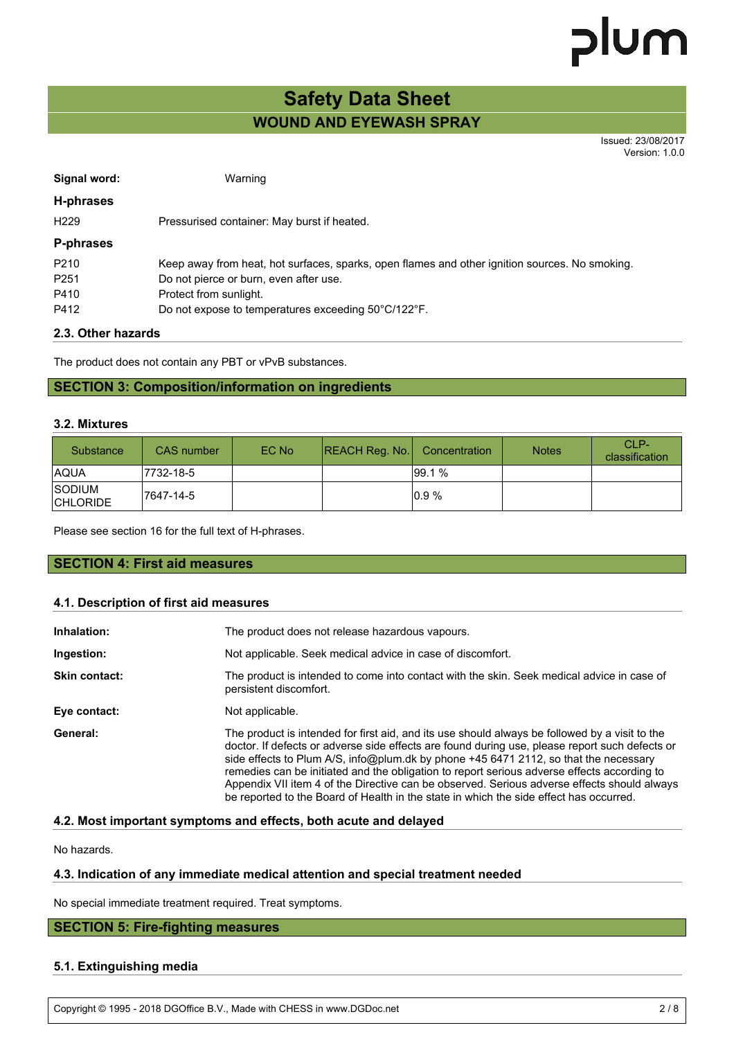**Signal word:** Warning

### H-phrases

H229 Pressurised container: May burst if heated.

### P-phrases

P210 Keep away from heat, hot surfaces, sparks, open flames and other ignition sources. No smoking.
P251 Do not pierce or burn, even after use.
P410 Protect from sunlight.
P412 Do not expose to temperatures exceeding 50°C/122°F.

### 2.3. Other hazards

The product does not contain any PBT or vPvB substances.

## SECTION 3: Composition/information on ingredients

### 3.2. Mixtures

| Substance | CAS number | EC No | REACH Reg. No. | Concentration | Notes | CLP-classification |
|---|---|---|---|---|---|---|
| AQUA | 7732-18-5 | | | 99.1 % | | |
| SODIUM CHLORIDE | 7647-14-5 | | | 0.9 % | | |

Please see section 16 for the full text of H-phrases.

## SECTION 4: First aid measures

### 4.1. Description of first aid measures

**Inhalation:** The product does not release hazardous vapours.

**Ingestion:** Not applicable. Seek medical advice in case of discomfort.

**Skin contact:** The product is intended to come into contact with the skin. Seek medical advice in case of persistent discomfort.

**Eye contact:** Not applicable.

**General:** The product is intended for first aid, and its use should always be followed by a visit to the doctor. If defects or adverse side effects are found during use, please report such defects or side effects to Plum A/S, info@plum.dk by phone +45 6471 2112, so that the necessary remedies can be initiated and the obligation to report serious adverse effects according to Appendix VII item 4 of the Directive can be observed. Serious adverse effects should always be reported to the Board of Health in the state in which the side effect has occurred.

### 4.2. Most important symptoms and effects, both acute and delayed

No hazards.

### 4.3. Indication of any immediate medical attention and special treatment needed

No special immediate treatment required. Treat symptoms.

## SECTION 5: Fire-fighting measures

### 5.1. Extinguishing media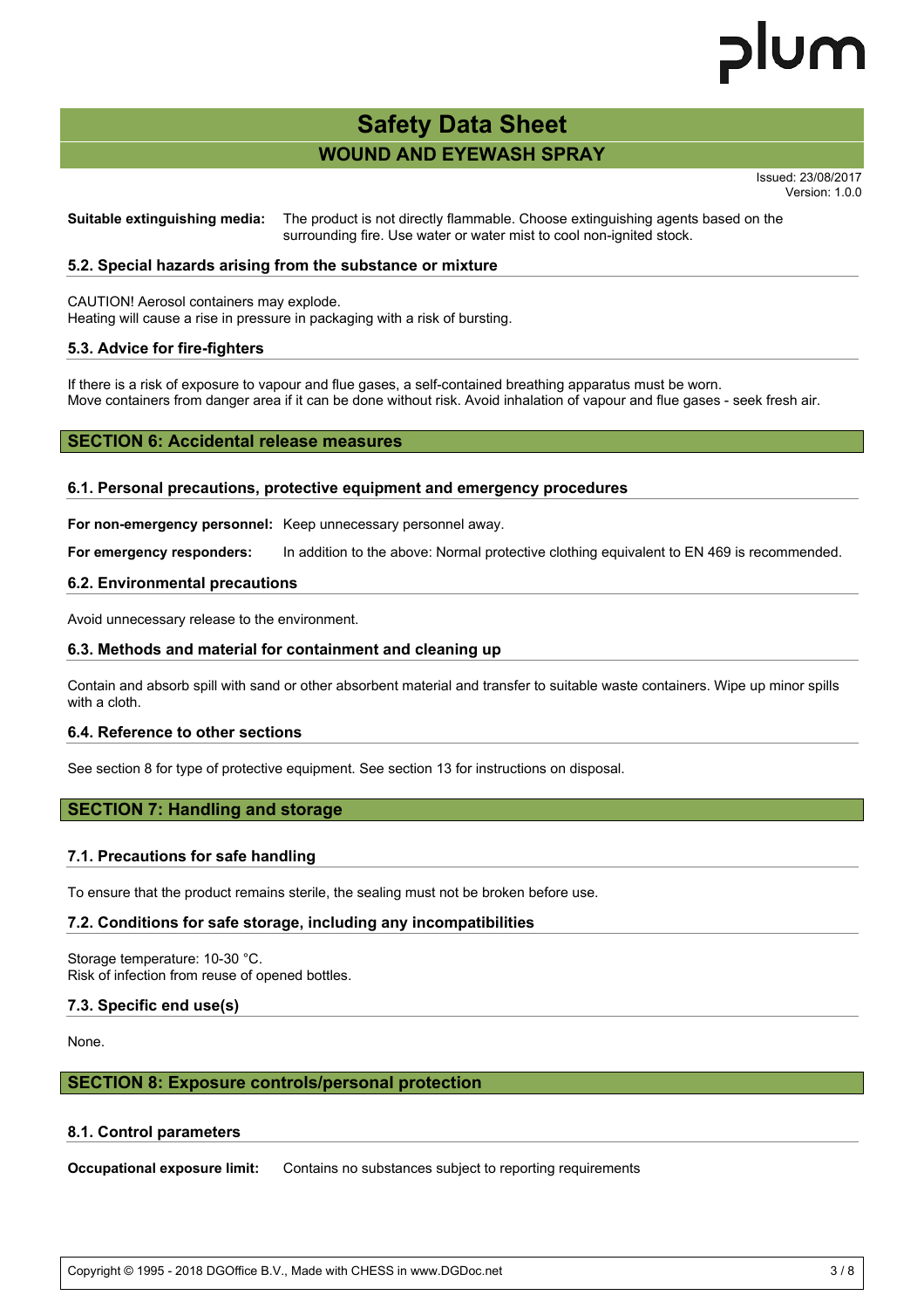**Suitable extinguishing media:** The product is not directly flammable. Choose extinguishing agents based on the surrounding fire. Use water or water mist to cool non-ignited stock.

### 5.2. Special hazards arising from the substance or mixture

CAUTION! Aerosol containers may explode.
Heating will cause a rise in pressure in packaging with a risk of bursting.

### 5.3. Advice for fire-fighters

If there is a risk of exposure to vapour and flue gases, a self-contained breathing apparatus must be worn.
Move containers from danger area if it can be done without risk. Avoid inhalation of vapour and flue gases - seek fresh air.

## SECTION 6: Accidental release measures

### 6.1. Personal precautions, protective equipment and emergency procedures

**For non-emergency personnel:** Keep unnecessary personnel away.

**For emergency responders:** In addition to the above: Normal protective clothing equivalent to EN 469 is recommended.

### 6.2. Environmental precautions

Avoid unnecessary release to the environment.

### 6.3. Methods and material for containment and cleaning up

Contain and absorb spill with sand or other absorbent material and transfer to suitable waste containers. Wipe up minor spills with a cloth.

### 6.4. Reference to other sections

See section 8 for type of protective equipment. See section 13 for instructions on disposal.

## SECTION 7: Handling and storage

### 7.1. Precautions for safe handling

To ensure that the product remains sterile, the sealing must not be broken before use.

### 7.2. Conditions for safe storage, including any incompatibilities

Storage temperature: 10-30 °C.
Risk of infection from reuse of opened bottles.

### 7.3. Specific end use(s)

None.

## SECTION 8: Exposure controls/personal protection

### 8.1. Control parameters

**Occupational exposure limit:** Contains no substances subject to reporting requirements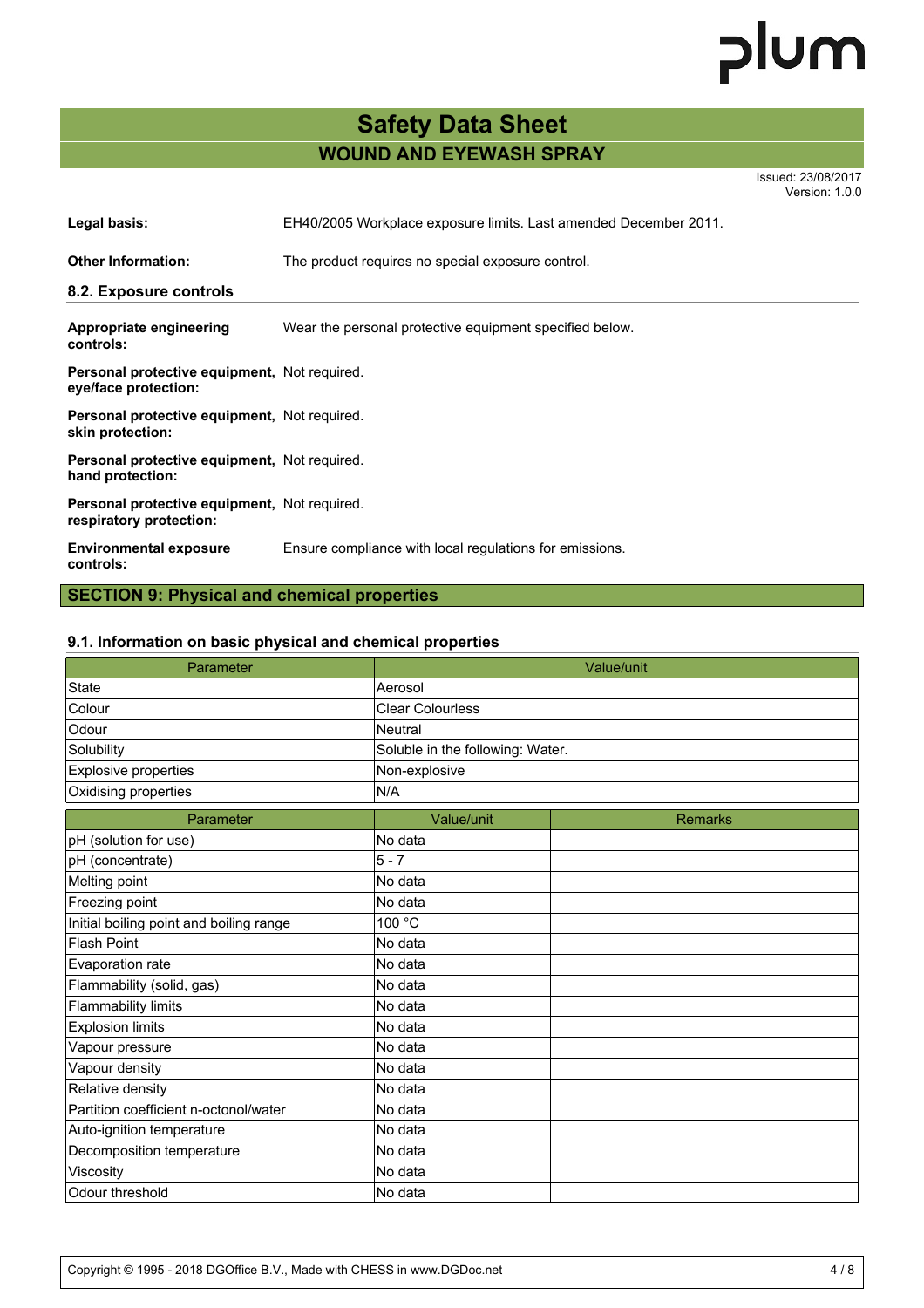# Safety Data Sheet

## WOUND AND EYEWASH SPRAY

Issued: 23/08/2017
Version: 1.0.0

**Legal basis:** EH40/2005 Workplace exposure limits. Last amended December 2011.

**Other Information:** The product requires no special exposure control.

### 8.2. Exposure controls

**Appropriate engineering controls:** Wear the personal protective equipment specified below.

**Personal protective equipment, eye/face protection:** Not required.

**Personal protective equipment, skin protection:** Not required.

**Personal protective equipment, hand protection:** Not required.

**Personal protective equipment, respiratory protection:** Not required.

**Environmental exposure controls:** Ensure compliance with local regulations for emissions.

## SECTION 9: Physical and chemical properties

### 9.1. Information on basic physical and chemical properties

| Parameter | Value/unit |
|---|---|
| State | Aerosol |
| Colour | Clear Colourless |
| Odour | Neutral |
| Solubility | Soluble in the following: Water. |
| Explosive properties | Non-explosive |
| Oxidising properties | N/A |

| Parameter | Value/unit | Remarks |
|---|---|---|
| pH (solution for use) | No data | |
| pH (concentrate) | 5 - 7 | |
| Melting point | No data | |
| Freezing point | No data | |
| Initial boiling point and boiling range | 100 °C | |
| Flash Point | No data | |
| Evaporation rate | No data | |
| Flammability (solid, gas) | No data | |
| Flammability limits | No data | |
| Explosion limits | No data | |
| Vapour pressure | No data | |
| Vapour density | No data | |
| Relative density | No data | |
| Partition coefficient n-octonol/water | No data | |
| Auto-ignition temperature | No data | |
| Decomposition temperature | No data | |
| Viscosity | No data | |
| Odour threshold | No data | |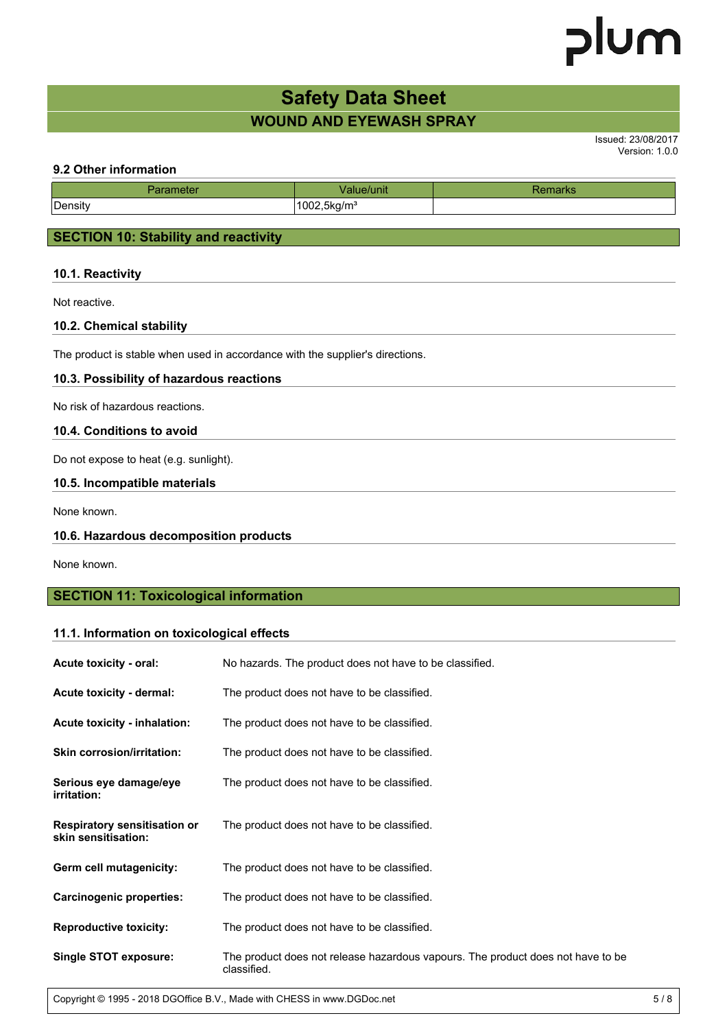### 9.2 Other information

| Parameter | Value/unit | Remarks |
| --- | --- | --- |
| Density | 1002,5kg/m³ | |

## SECTION 10: Stability and reactivity

### 10.1. Reactivity

Not reactive.

### 10.2. Chemical stability

The product is stable when used in accordance with the supplier's directions.

### 10.3. Possibility of hazardous reactions

No risk of hazardous reactions.

### 10.4. Conditions to avoid

Do not expose to heat (e.g. sunlight).

### 10.5. Incompatible materials

None known.

### 10.6. Hazardous decomposition products

None known.

## SECTION 11: Toxicological information

### 11.1. Information on toxicological effects

**Acute toxicity - oral:** No hazards. The product does not have to be classified.

**Acute toxicity - dermal:** The product does not have to be classified.

**Acute toxicity - inhalation:** The product does not have to be classified.

**Skin corrosion/irritation:** The product does not have to be classified.

**Serious eye damage/eye irritation:** The product does not have to be classified.

**Respiratory sensitisation or skin sensitisation:** The product does not have to be classified.

**Germ cell mutagenicity:** The product does not have to be classified.

**Carcinogenic properties:** The product does not have to be classified.

**Reproductive toxicity:** The product does not have to be classified.

**Single STOT exposure:** The product does not release hazardous vapours. The product does not have to be classified.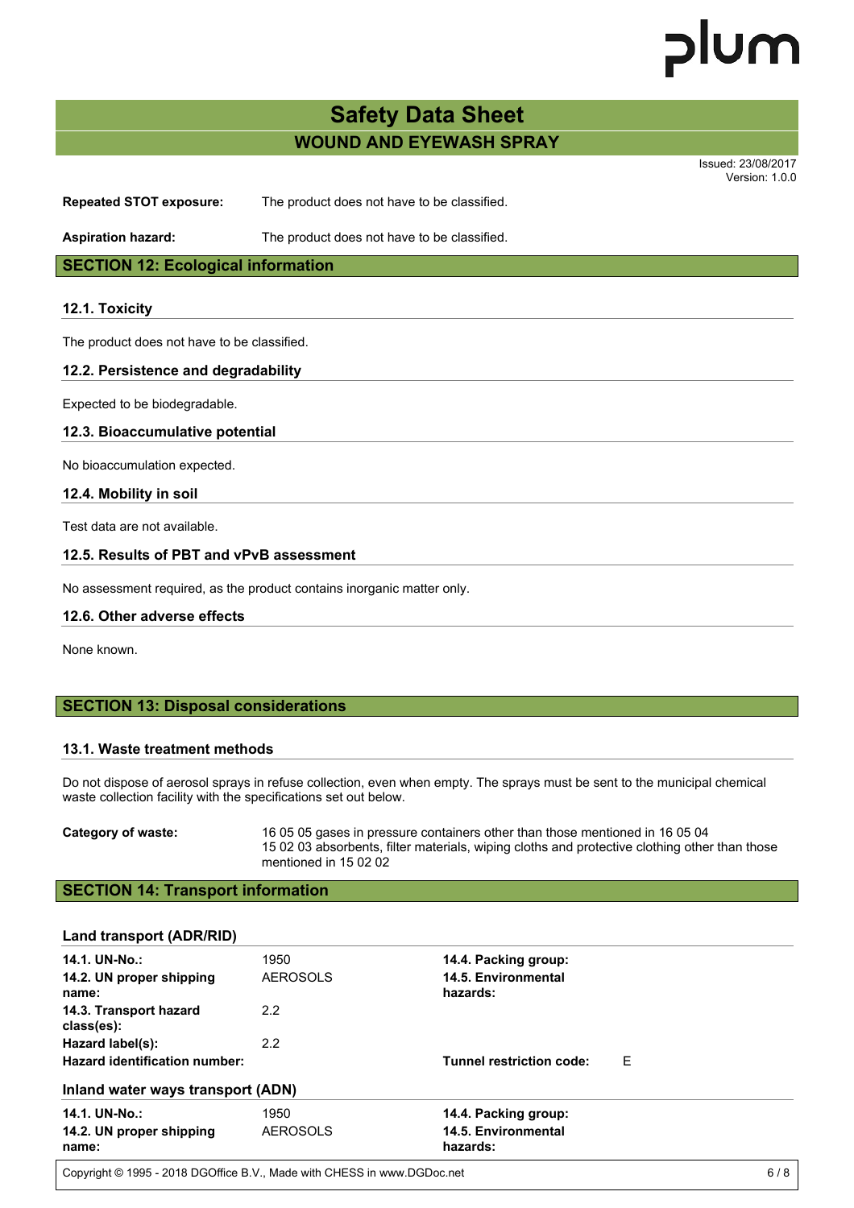| | |
|---|---|
| **Repeated STOT exposure:** | The product does not have to be classified. |
| **Aspiration hazard:** | The product does not have to be classified. |

## SECTION 12: Ecological information

### 12.1. Toxicity

The product does not have to be classified.

### 12.2. Persistence and degradability

Expected to be biodegradable.

### 12.3. Bioaccumulative potential

No bioaccumulation expected.

### 12.4. Mobility in soil

Test data are not available.

### 12.5. Results of PBT and vPvB assessment

No assessment required, as the product contains inorganic matter only.

### 12.6. Other adverse effects

None known.

## SECTION 13: Disposal considerations

### 13.1. Waste treatment methods

Do not dispose of aerosol sprays in refuse collection, even when empty. The sprays must be sent to the municipal chemical waste collection facility with the specifications set out below.

| | |
|---|---|
| **Category of waste:** | 16 05 05 gases in pressure containers other than those mentioned in 16 05 04<br>15 02 03 absorbents, filter materials, wiping cloths and protective clothing other than those mentioned in 15 02 02 |

## SECTION 14: Transport information

### Land transport (ADR/RID)

| | | | |
|---|---|---|---|
| **14.1. UN-No.:** | 1950 | **14.4. Packing group:** | |
| **14.2. UN proper shipping name:** | AEROSOLS | **14.5. Environmental hazards:** | |
| **14.3. Transport hazard class(es):** | 2.2 | | |
| **Hazard label(s):** | 2.2 | | |
| **Hazard identification number:** | | **Tunnel restriction code:** | E |

### Inland water ways transport (ADN)

| | | | |
|---|---|---|---|
| **14.1. UN-No.:** | 1950 | **14.4. Packing group:** | |
| **14.2. UN proper shipping name:** | AEROSOLS | **14.5. Environmental hazards:** | |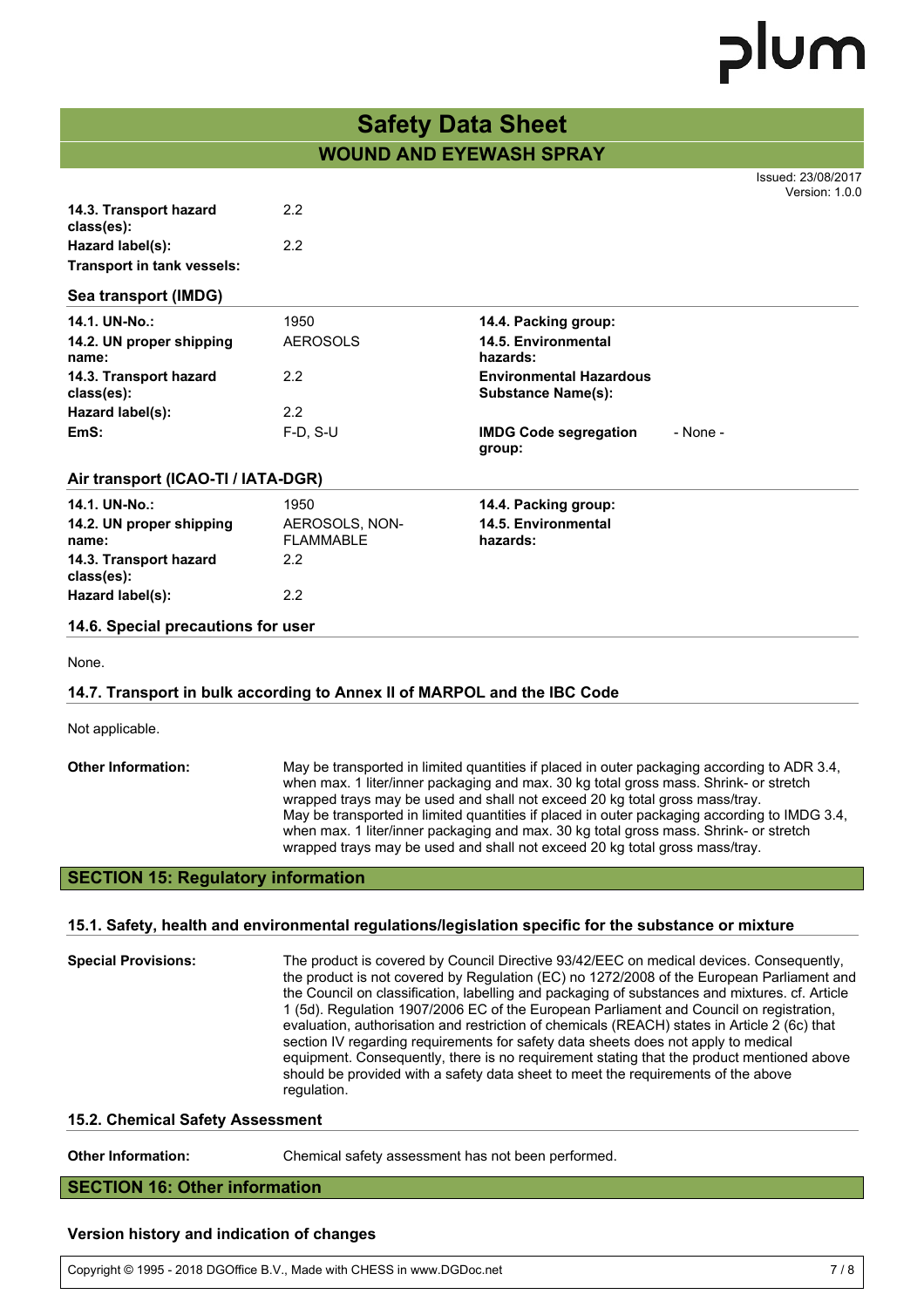| | |
|---|---|
| **14.3. Transport hazard class(es):** | 2.2 |
| **Hazard label(s):** | 2.2 |
| **Transport in tank vessels:** | |

### Sea transport (IMDG)

| | | | |
|---|---|---|---|
| **14.1. UN-No.:** | 1950 | **14.4. Packing group:** | |
| **14.2. UN proper shipping name:** | AEROSOLS | **14.5. Environmental hazards:** | |
| **14.3. Transport hazard class(es):** | 2.2 | **Environmental Hazardous Substance Name(s):** | |
| **Hazard label(s):** | 2.2 | | |
| **EmS:** | F-D, S-U | **IMDG Code segregation group:** | - None - |

### Air transport (ICAO-TI / IATA-DGR)

| | | | |
|---|---|---|---|
| **14.1. UN-No.:** | 1950 | **14.4. Packing group:** | |
| **14.2. UN proper shipping name:** | AEROSOLS, NON-FLAMMABLE | **14.5. Environmental hazards:** | |
| **14.3. Transport hazard class(es):** | 2.2 | | |
| **Hazard label(s):** | 2.2 | | |

### 14.6. Special precautions for user

None.

### 14.7. Transport in bulk according to Annex II of MARPOL and the IBC Code

Not applicable.

**Other Information:** May be transported in limited quantities if placed in outer packaging according to ADR 3.4, when max. 1 liter/inner packaging and max. 30 kg total gross mass. Shrink- or stretch wrapped trays may be used and shall not exceed 20 kg total gross mass/tray. May be transported in limited quantities if placed in outer packaging according to IMDG 3.4, when max. 1 liter/inner packaging and max. 30 kg total gross mass. Shrink- or stretch wrapped trays may be used and shall not exceed 20 kg total gross mass/tray.

## SECTION 15: Regulatory information

### 15.1. Safety, health and environmental regulations/legislation specific for the substance or mixture

**Special Provisions:** The product is covered by Council Directive 93/42/EEC on medical devices. Consequently, the product is not covered by Regulation (EC) no 1272/2008 of the European Parliament and the Council on classification, labelling and packaging of substances and mixtures. cf. Article 1 (5d). Regulation 1907/2006 EC of the European Parliament and Council on registration, evaluation, authorisation and restriction of chemicals (REACH) states in Article 2 (6c) that section IV regarding requirements for safety data sheets does not apply to medical equipment. Consequently, there is no requirement stating that the product mentioned above should be provided with a safety data sheet to meet the requirements of the above regulation.

### 15.2. Chemical Safety Assessment

**Other Information:** Chemical safety assessment has not been performed.

## SECTION 16: Other information

### Version history and indication of changes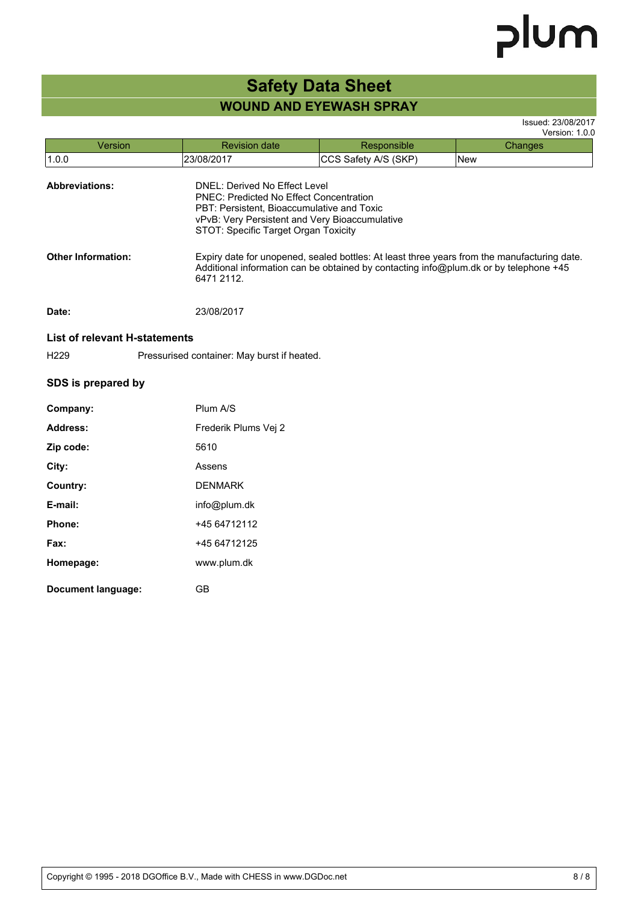# Safety Data Sheet

## WOUND AND EYEWASH SPRAY

Issued: 23/08/2017
Version: 1.0.0

| Version | Revision date | Responsible | Changes |
| --- | --- | --- | --- |
| 1.0.0 | 23/08/2017 | CCS Safety A/S (SKP) | New |

**Abbreviations:**

DNEL: Derived No Effect Level
PNEC: Predicted No Effect Concentration
PBT: Persistent, Bioaccumulative and Toxic
vPvB: Very Persistent and Very Bioaccumulative
STOT: Specific Target Organ Toxicity

**Other Information:**

Expiry date for unopened, sealed bottles: At least three years from the manufacturing date. Additional information can be obtained by contacting info@plum.dk or by telephone +45 6471 2112.

**Date:** 23/08/2017

### List of relevant H-statements

H229 Pressurised container: May burst if heated.

### SDS is prepared by

**Company:** Plum A/S

**Address:** Frederik Plums Vej 2

**Zip code:** 5610

**City:** Assens

**Country:** DENMARK

**E-mail:** info@plum.dk

**Phone:** +45 64712112

**Fax:** +45 64712125

**Homepage:** www.plum.dk

**Document language:** GB

Copyright © 1995 - 2018 DGOffice B.V., Made with CHESS in www.DGDoc.net